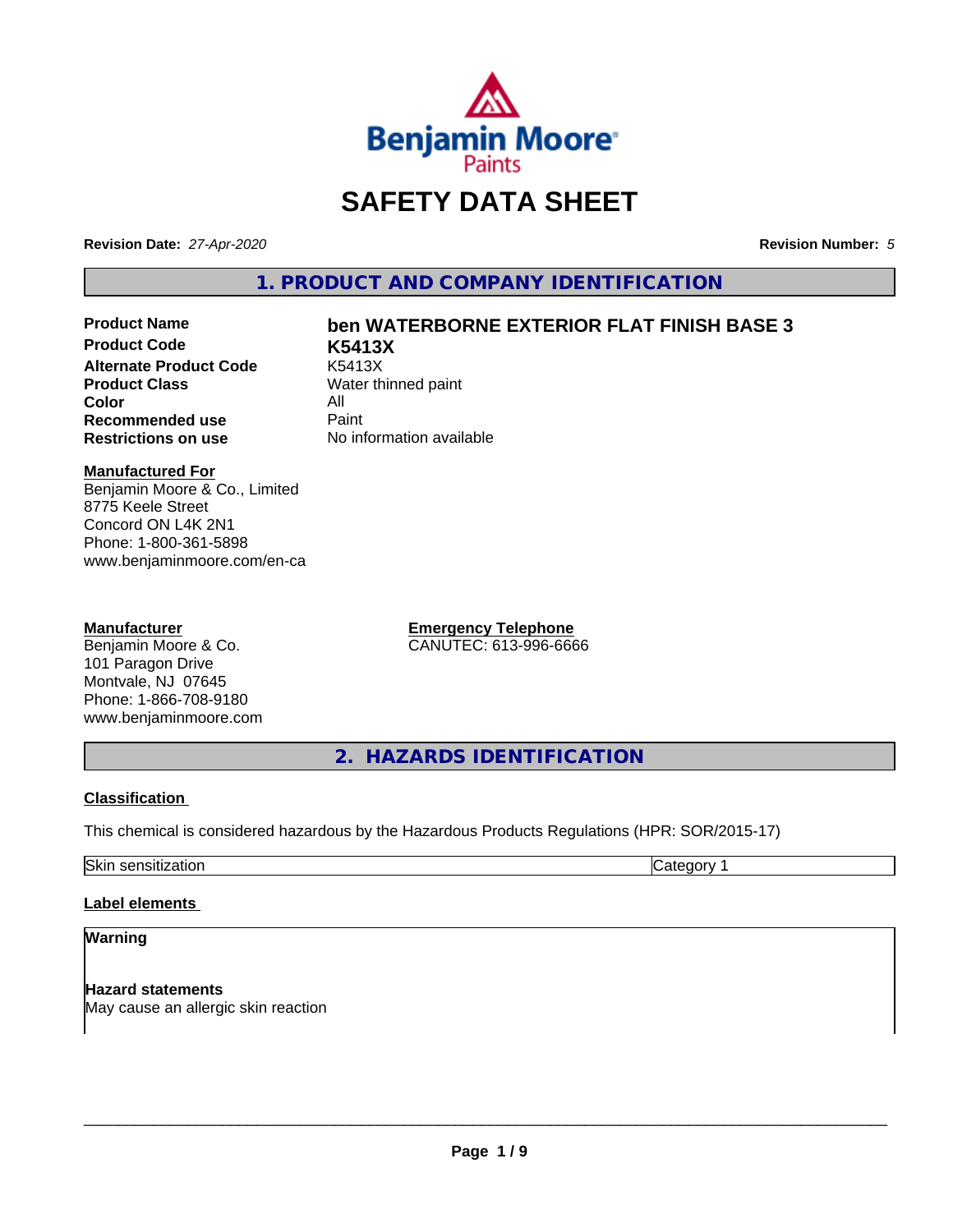# SAFETY DATA SHEET

**Revision Date:** *27-Apr-2020* **Revision Number:** *5*

## 1. PRODUCT AND COMPANY IDENTIFICATION

| | |
|---|---|
| **Product Name** | **ben WATERBORNE EXTERIOR FLAT FINISH BASE 3** |
| **Product Code** | **K5413X** |
| **Alternate Product Code** | K5413X |
| **Product Class** | Water thinned paint |
| **Color** | All |
| **Recommended use** | Paint |
| **Restrictions on use** | No information available |

**Manufactured For**
Benjamin Moore & Co., Limited
8775 Keele Street
Concord ON L4K 2N1
Phone: 1-800-361-5898
www.benjaminmoore.com/en-ca

**Manufacturer**
Benjamin Moore & Co.
101 Paragon Drive
Montvale, NJ 07645
Phone: 1-866-708-9180
www.benjaminmoore.com

**Emergency Telephone**
CANUTEC: 613-996-6666

## 2. HAZARDS IDENTIFICATION

**Classification**

This chemical is considered hazardous by the Hazardous Products Regulations (HPR: SOR/2015-17)

| Skin sensitization | Category 1 |
|---|---|

**Label elements**

**Warning**

**Hazard statements**
May cause an allergic skin reaction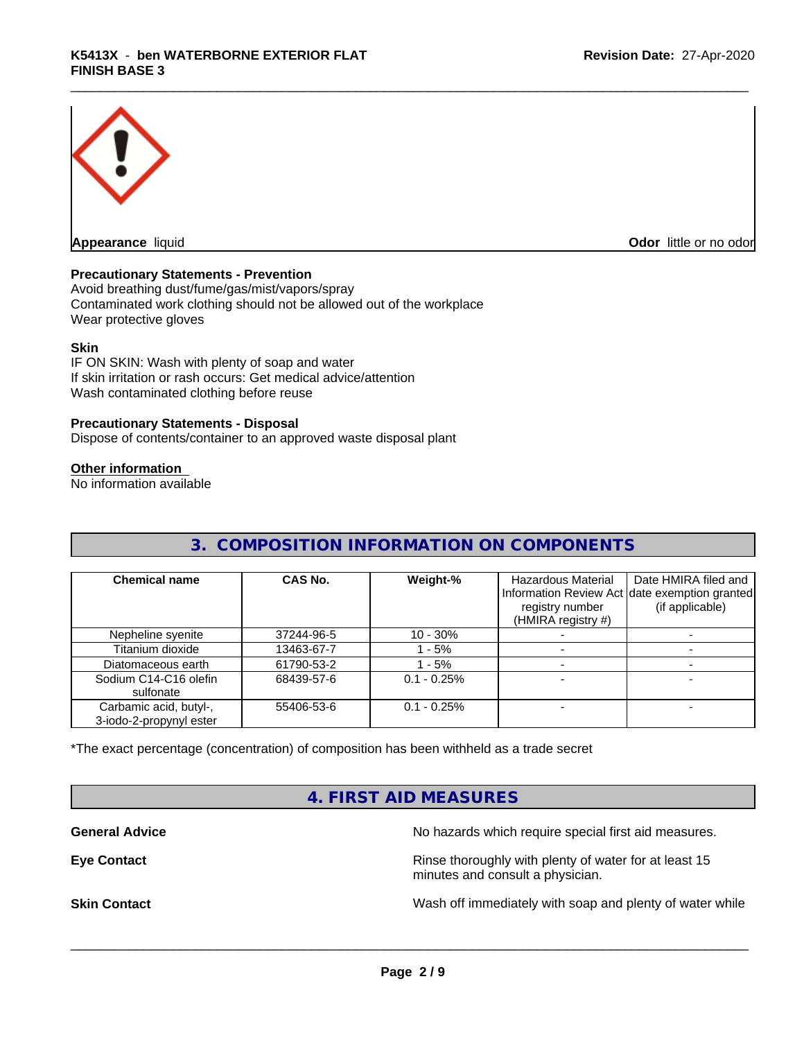**Appearance** liquid

**Odor** little or no odor

**Precautionary Statements - Prevention**
Avoid breathing dust/fume/gas/mist/vapors/spray
Contaminated work clothing should not be allowed out of the workplace
Wear protective gloves

**Skin**
IF ON SKIN: Wash with plenty of soap and water
If skin irritation or rash occurs: Get medical advice/attention
Wash contaminated clothing before reuse

**Precautionary Statements - Disposal**
Dispose of contents/container to an approved waste disposal plant

**Other information**
No information available

## 3. COMPOSITION INFORMATION ON COMPONENTS

| Chemical name | CAS No. | Weight-% | Hazardous Material Information Review Act registry number (HMIRA registry #) | Date HMIRA filed and date exemption granted (if applicable) |
|---|---|---|---|---|
| Nepheline syenite | 37244-96-5 | 10 - 30% | - | - |
| Titanium dioxide | 13463-67-7 | 1 - 5% | - | - |
| Diatomaceous earth | 61790-53-2 | 1 - 5% | - | - |
| Sodium C14-C16 olefin sulfonate | 68439-57-6 | 0.1 - 0.25% | - | - |
| Carbamic acid, butyl-, 3-iodo-2-propynyl ester | 55406-53-6 | 0.1 - 0.25% | - | - |

*The exact percentage (concentration) of composition has been withheld as a trade secret

## 4. FIRST AID MEASURES

**General Advice**
No hazards which require special first aid measures.

**Eye Contact**
Rinse thoroughly with plenty of water for at least 15 minutes and consult a physician.

**Skin Contact**
Wash off immediately with soap and plenty of water while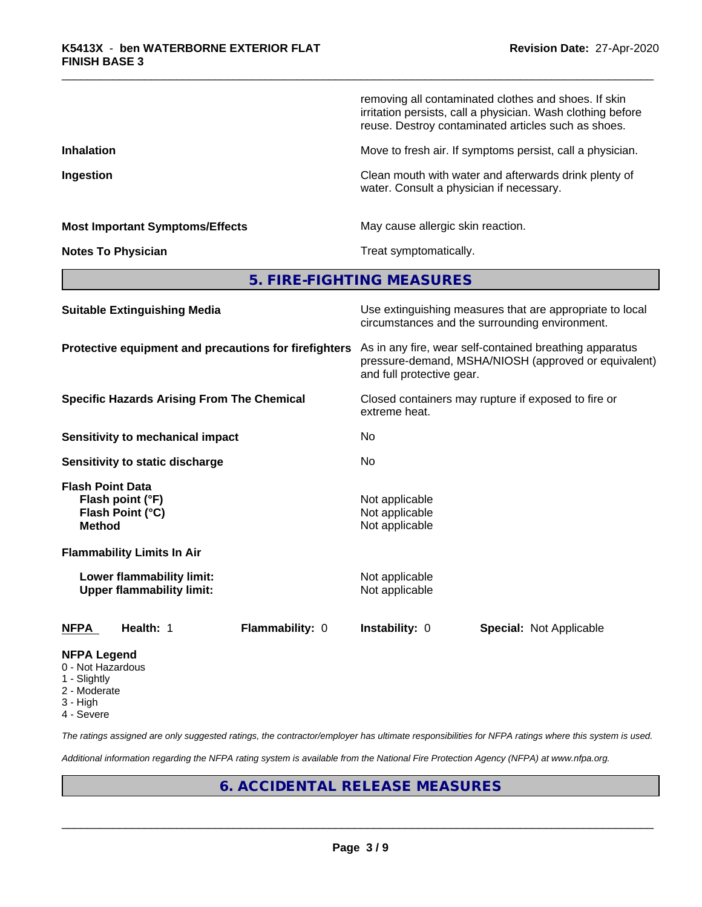removing all contaminated clothes and shoes. If skin irritation persists, call a physician. Wash clothing before reuse. Destroy contaminated articles such as shoes.

| | |
|---|---|
| **Inhalation** | Move to fresh air. If symptoms persist, call a physician. |
| **Ingestion** | Clean mouth with water and afterwards drink plenty of water. Consult a physician if necessary. |
| **Most Important Symptoms/Effects** | May cause allergic skin reaction. |
| **Notes To Physician** | Treat symptomatically. |

## 5. FIRE-FIGHTING MEASURES

| | |
|---|---|
| **Suitable Extinguishing Media** | Use extinguishing measures that are appropriate to local circumstances and the surrounding environment. |
| **Protective equipment and precautions for firefighters** | As in any fire, wear self-contained breathing apparatus pressure-demand, MSHA/NIOSH (approved or equivalent) and full protective gear. |
| **Specific Hazards Arising From The Chemical** | Closed containers may rupture if exposed to fire or extreme heat. |
| **Sensitivity to mechanical impact** | No |
| **Sensitivity to static discharge** | No |

**Flash Point Data**

| | |
|---|---|
| **Flash point (°F)** | Not applicable |
| **Flash Point (°C)** | Not applicable |
| **Method** | Not applicable |

**Flammability Limits In Air**

| | |
|---|---|
| **Lower flammability limit:** | Not applicable |
| **Upper flammability limit:** | Not applicable |

| **NFPA** | **Health:** 1 | **Flammability:** 0 | **Instability:** 0 | **Special:** Not Applicable |
|---|---|---|---|---|

**NFPA Legend**
- 0 - Not Hazardous
- 1 - Slightly
- 2 - Moderate
- 3 - High
- 4 - Severe

*The ratings assigned are only suggested ratings, the contractor/employer has ultimate responsibilities for NFPA ratings where this system is used.*

*Additional information regarding the NFPA rating system is available from the National Fire Protection Agency (NFPA) at www.nfpa.org.*

## 6. ACCIDENTAL RELEASE MEASURES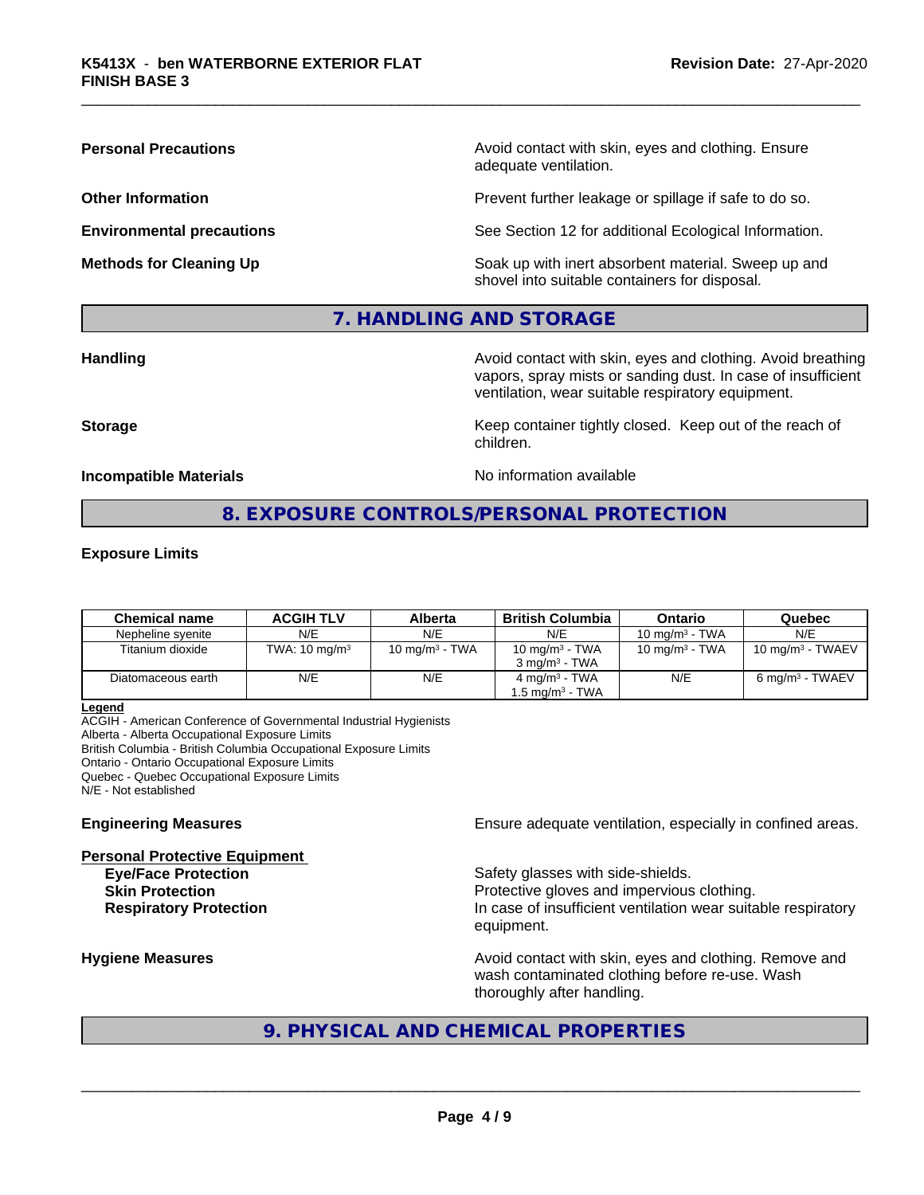**Personal Precautions** Avoid contact with skin, eyes and clothing. Ensure adequate ventilation.

**Other Information** Prevent further leakage or spillage if safe to do so.

**Environmental precautions** See Section 12 for additional Ecological Information.

**Methods for Cleaning Up** Soak up with inert absorbent material. Sweep up and shovel into suitable containers for disposal.

## 7. HANDLING AND STORAGE

**Handling** Avoid contact with skin, eyes and clothing. Avoid breathing vapors, spray mists or sanding dust. In case of insufficient ventilation, wear suitable respiratory equipment.

**Storage** Keep container tightly closed. Keep out of the reach of children.

**Incompatible Materials** No information available

## 8. EXPOSURE CONTROLS/PERSONAL PROTECTION

**Exposure Limits**

| Chemical name | ACGIH TLV | Alberta | British Columbia | Ontario | Quebec |
|---|---|---|---|---|---|
| Nepheline syenite | N/E | N/E | N/E | 10 mg/m³ - TWA | N/E |
| Titanium dioxide | TWA: 10 mg/m³ | 10 mg/m³ - TWA | 10 mg/m³ - TWA<br>3 mg/m³ - TWA | 10 mg/m³ - TWA | 10 mg/m³ - TWAEV |
| Diatomaceous earth | N/E | N/E | 4 mg/m³ - TWA<br>1.5 mg/m³ - TWA | N/E | 6 mg/m³ - TWAEV |

**Legend**
ACGIH - American Conference of Governmental Industrial Hygienists
Alberta - Alberta Occupational Exposure Limits
British Columbia - British Columbia Occupational Exposure Limits
Ontario - Ontario Occupational Exposure Limits
Quebec - Quebec Occupational Exposure Limits
N/E - Not established

**Engineering Measures** Ensure adequate ventilation, especially in confined areas.

**Personal Protective Equipment**

- **Eye/Face Protection** Safety glasses with side-shields.
- **Skin Protection** Protective gloves and impervious clothing.
- **Respiratory Protection** In case of insufficient ventilation wear suitable respiratory equipment.

**Hygiene Measures** Avoid contact with skin, eyes and clothing. Remove and wash contaminated clothing before re-use. Wash thoroughly after handling.

## 9. PHYSICAL AND CHEMICAL PROPERTIES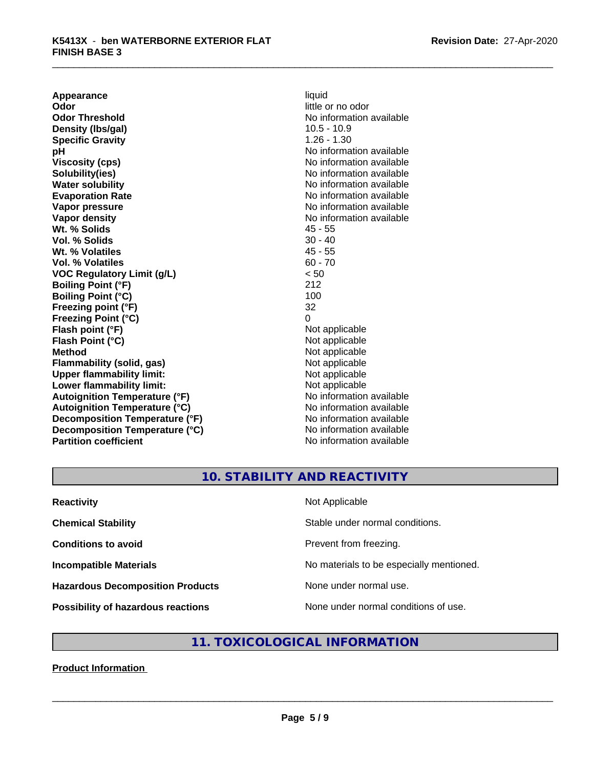| | |
|---|---|
| **Appearance** | liquid |
| **Odor** | little or no odor |
| **Odor Threshold** | No information available |
| **Density (lbs/gal)** | 10.5 - 10.9 |
| **Specific Gravity** | 1.26 - 1.30 |
| **pH** | No information available |
| **Viscosity (cps)** | No information available |
| **Solubility(ies)** | No information available |
| **Water solubility** | No information available |
| **Evaporation Rate** | No information available |
| **Vapor pressure** | No information available |
| **Vapor density** | No information available |
| **Wt. % Solids** | 45 - 55 |
| **Vol. % Solids** | 30 - 40 |
| **Wt. % Volatiles** | 45 - 55 |
| **Vol. % Volatiles** | 60 - 70 |
| **VOC Regulatory Limit (g/L)** | < 50 |
| **Boiling Point (°F)** | 212 |
| **Boiling Point (°C)** | 100 |
| **Freezing point (°F)** | 32 |
| **Freezing Point (°C)** | 0 |
| **Flash point (°F)** | Not applicable |
| **Flash Point (°C)** | Not applicable |
| **Method** | Not applicable |
| **Flammability (solid, gas)** | Not applicable |
| **Upper flammability limit:** | Not applicable |
| **Lower flammability limit:** | Not applicable |
| **Autoignition Temperature (°F)** | No information available |
| **Autoignition Temperature (°C)** | No information available |
| **Decomposition Temperature (°F)** | No information available |
| **Decomposition Temperature (°C)** | No information available |
| **Partition coefficient** | No information available |

## 10. STABILITY AND REACTIVITY

| | |
|---|---|
| **Reactivity** | Not Applicable |
| **Chemical Stability** | Stable under normal conditions. |
| **Conditions to avoid** | Prevent from freezing. |
| **Incompatible Materials** | No materials to be especially mentioned. |
| **Hazardous Decomposition Products** | None under normal use. |
| **Possibility of hazardous reactions** | None under normal conditions of use. |

## 11. TOXICOLOGICAL INFORMATION

**Product Information**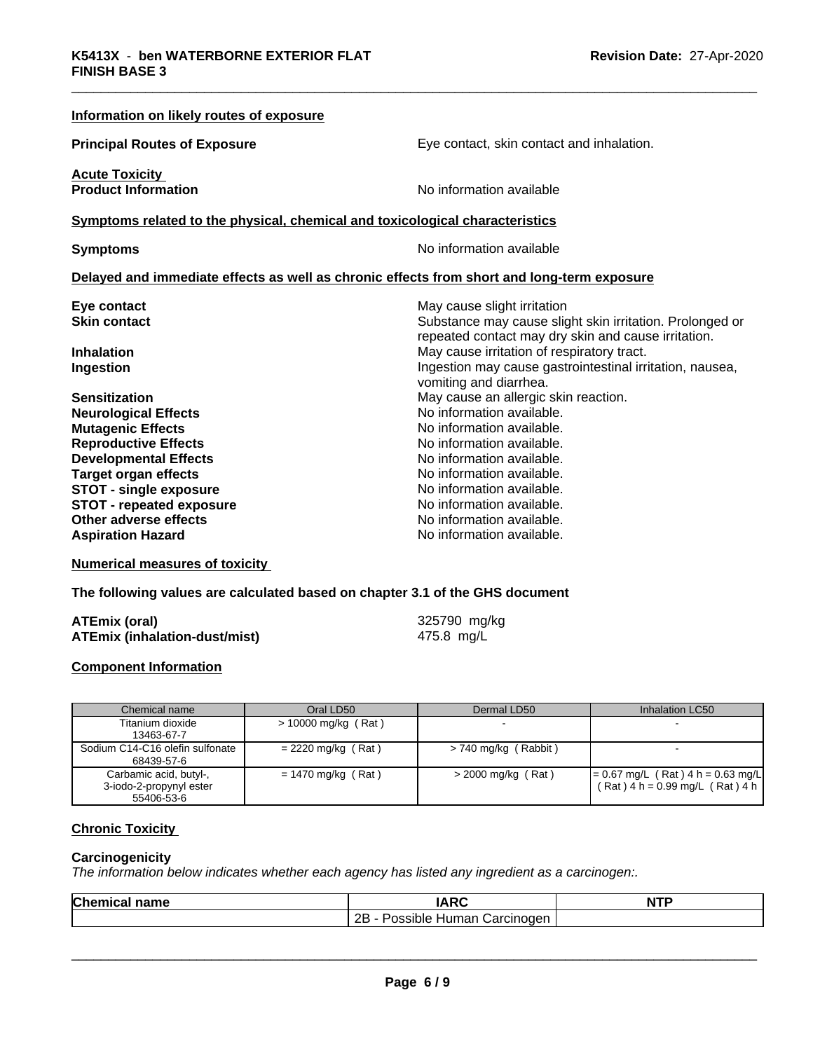**Information on likely routes of exposure**

**Principal Routes of Exposure** Eye contact, skin contact and inhalation.

**Acute Toxicity**
**Product Information** No information available

**Symptoms related to the physical, chemical and toxicological characteristics**

**Symptoms** No information available

**Delayed and immediate effects as well as chronic effects from short and long-term exposure**

| | |
|---|---|
| **Eye contact** | May cause slight irritation |
| **Skin contact** | Substance may cause slight skin irritation. Prolonged or repeated contact may dry skin and cause irritation. |
| **Inhalation** | May cause irritation of respiratory tract. |
| **Ingestion** | Ingestion may cause gastrointestinal irritation, nausea, vomiting and diarrhea. |
| **Sensitization** | May cause an allergic skin reaction. |
| **Neurological Effects** | No information available. |
| **Mutagenic Effects** | No information available. |
| **Reproductive Effects** | No information available. |
| **Developmental Effects** | No information available. |
| **Target organ effects** | No information available. |
| **STOT - single exposure** | No information available. |
| **STOT - repeated exposure** | No information available. |
| **Other adverse effects** | No information available. |
| **Aspiration Hazard** | No information available. |

**Numerical measures of toxicity**

**The following values are calculated based on chapter 3.1 of the GHS document**

**ATEmix (oral)** 325790 mg/kg
**ATEmix (inhalation-dust/mist)** 475.8 mg/L

**Component Information**

| Chemical name | Oral LD50 | Dermal LD50 | Inhalation LC50 |
|---|---|---|---|
| Titanium dioxide<br>13463-67-7 | > 10000 mg/kg ( Rat ) | - | - |
| Sodium C14-C16 olefin sulfonate<br>68439-57-6 | = 2220 mg/kg ( Rat ) | > 740 mg/kg ( Rabbit ) | - |
| Carbamic acid, butyl-,<br>3-iodo-2-propynyl ester<br>55406-53-6 | = 1470 mg/kg ( Rat ) | > 2000 mg/kg ( Rat ) | = 0.67 mg/L ( Rat ) 4 h = 0.63 mg/L ( Rat ) 4 h = 0.99 mg/L ( Rat ) 4 h |

**Chronic Toxicity**

**Carcinogenicity**
*The information below indicates whether each agency has listed any ingredient as a carcinogen:.*

| Chemical name | IARC | NTP |
|---|---|---|
| | 2B - Possible Human Carcinogen | |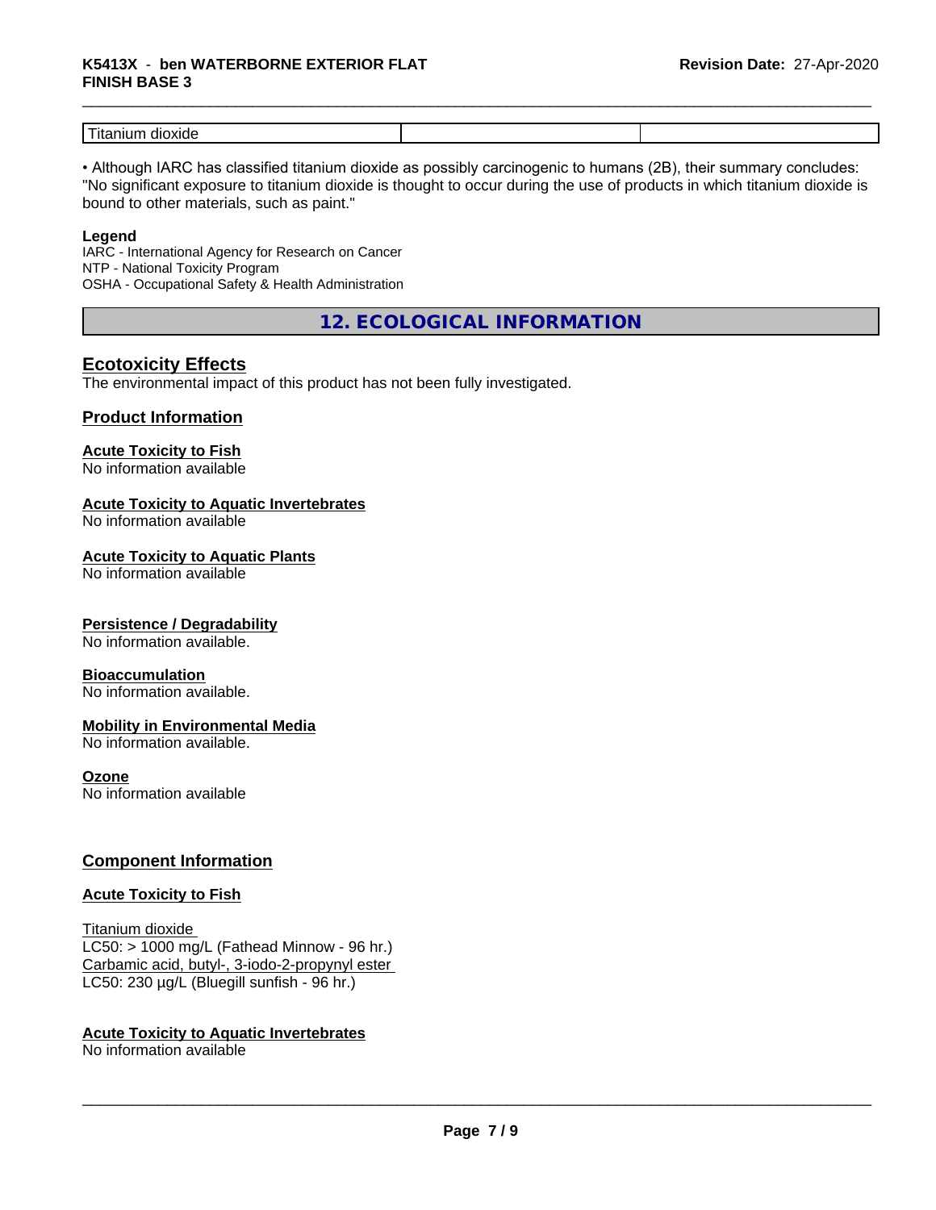| Titanium dioxide | | |
|---|---|---|

• Although IARC has classified titanium dioxide as possibly carcinogenic to humans (2B), their summary concludes: "No significant exposure to titanium dioxide is thought to occur during the use of products in which titanium dioxide is bound to other materials, such as paint."

**Legend**

IARC - International Agency for Research on Cancer
NTP - National Toxicity Program
OSHA - Occupational Safety & Health Administration

## 12. ECOLOGICAL INFORMATION

### Ecotoxicity Effects

The environmental impact of this product has not been fully investigated.

### Product Information

**Acute Toxicity to Fish**
No information available

**Acute Toxicity to Aquatic Invertebrates**
No information available

**Acute Toxicity to Aquatic Plants**
No information available

**Persistence / Degradability**
No information available.

**Bioaccumulation**
No information available.

**Mobility in Environmental Media**
No information available.

**Ozone**
No information available

### Component Information

**Acute Toxicity to Fish**

Titanium dioxide
LC50: > 1000 mg/L (Fathead Minnow - 96 hr.)
Carbamic acid, butyl-, 3-iodo-2-propynyl ester
LC50: 230 µg/L (Bluegill sunfish - 96 hr.)

**Acute Toxicity to Aquatic Invertebrates**
No information available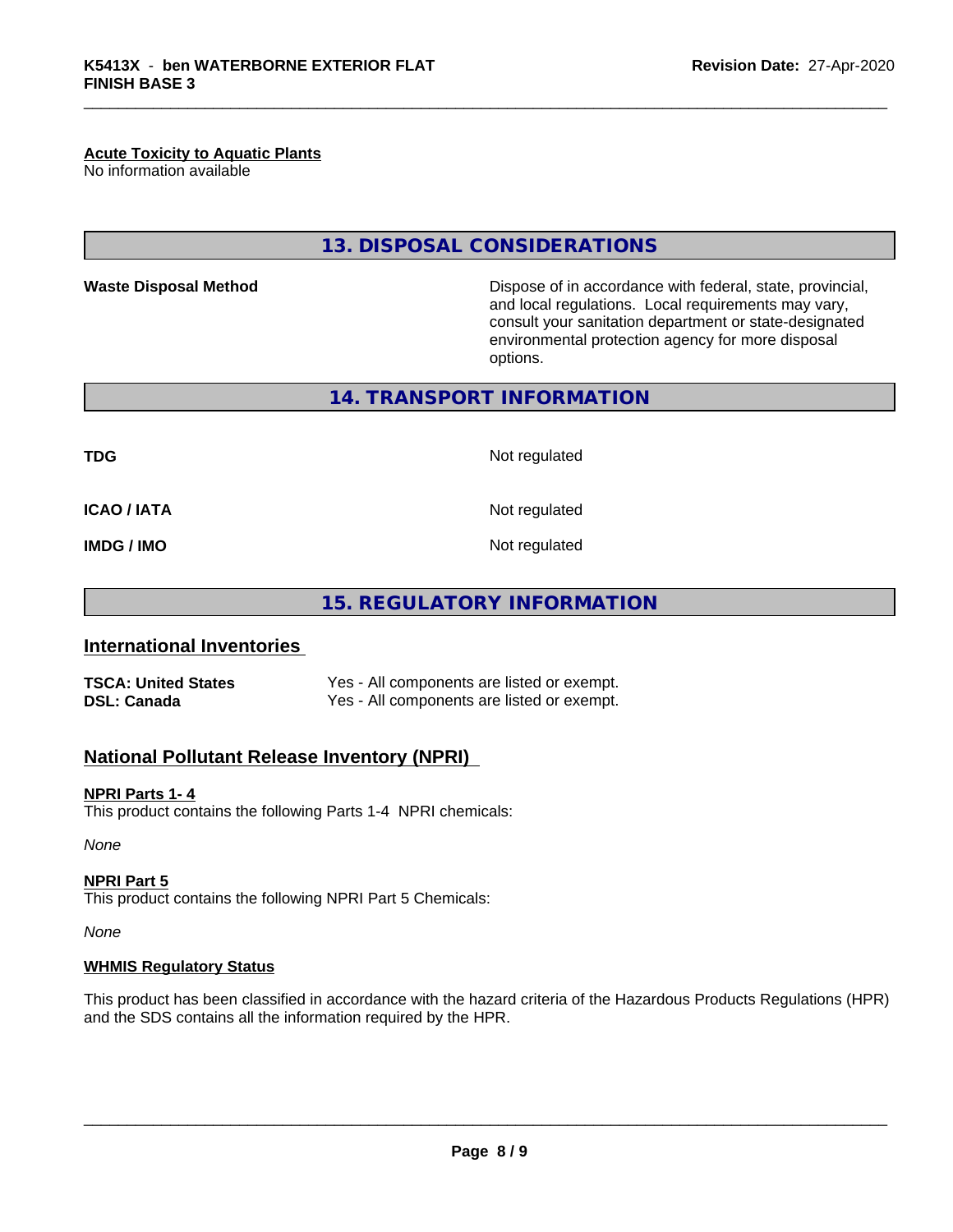**Acute Toxicity to Aquatic Plants**
No information available

## 13. DISPOSAL CONSIDERATIONS

**Waste Disposal Method** Dispose of in accordance with federal, state, provincial, and local regulations. Local requirements may vary, consult your sanitation department or state-designated environmental protection agency for more disposal options.

## 14. TRANSPORT INFORMATION

| | |
|---|---|
| **TDG** | Not regulated |
| **ICAO / IATA** | Not regulated |
| **IMDG / IMO** | Not regulated |

## 15. REGULATORY INFORMATION

### International Inventories

| | |
|---|---|
| **TSCA: United States** | Yes - All components are listed or exempt. |
| **DSL: Canada** | Yes - All components are listed or exempt. |

### National Pollutant Release Inventory (NPRI)

**NPRI Parts 1- 4**
This product contains the following Parts 1-4 NPRI chemicals:

*None*

**NPRI Part 5**
This product contains the following NPRI Part 5 Chemicals:

*None*

**WHMIS Regulatory Status**

This product has been classified in accordance with the hazard criteria of the Hazardous Products Regulations (HPR) and the SDS contains all the information required by the HPR.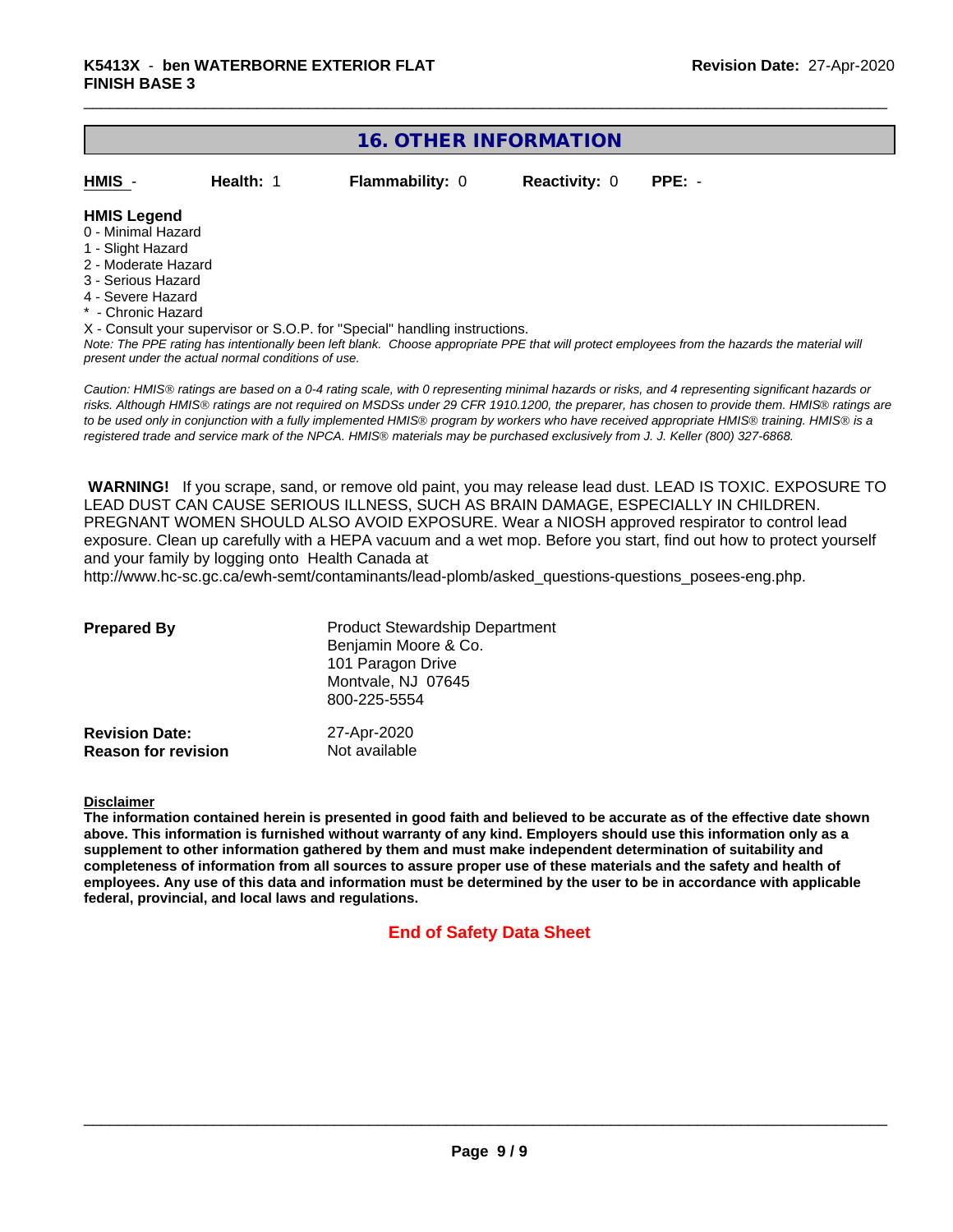## 16. OTHER INFORMATION

| HMIS - | Health: 1 | Flammability: 0 | Reactivity: 0 | PPE: - |
|---|---|---|---|---|

**HMIS Legend**

0 - Minimal Hazard
1 - Slight Hazard
2 - Moderate Hazard
3 - Serious Hazard
4 - Severe Hazard
* - Chronic Hazard
X - Consult your supervisor or S.O.P. for "Special" handling instructions.

*Note: The PPE rating has intentionally been left blank. Choose appropriate PPE that will protect employees from the hazards the material will present under the actual normal conditions of use.*

*Caution: HMIS® ratings are based on a 0-4 rating scale, with 0 representing minimal hazards or risks, and 4 representing significant hazards or risks. Although HMIS® ratings are not required on MSDSs under 29 CFR 1910.1200, the preparer, has chosen to provide them. HMIS® ratings are to be used only in conjunction with a fully implemented HMIS® program by workers who have received appropriate HMIS® training. HMIS® is a registered trade and service mark of the NPCA. HMIS® materials may be purchased exclusively from J. J. Keller (800) 327-6868.*

**WARNING!** If you scrape, sand, or remove old paint, you may release lead dust. LEAD IS TOXIC. EXPOSURE TO LEAD DUST CAN CAUSE SERIOUS ILLNESS, SUCH AS BRAIN DAMAGE, ESPECIALLY IN CHILDREN. PREGNANT WOMEN SHOULD ALSO AVOID EXPOSURE. Wear a NIOSH approved respirator to control lead exposure. Clean up carefully with a HEPA vacuum and a wet mop. Before you start, find out how to protect yourself and your family by logging onto Health Canada at http://www.hc-sc.gc.ca/ewh-semt/contaminants/lead-plomb/asked_questions-questions_posees-eng.php.

**Prepared By**
Product Stewardship Department
Benjamin Moore & Co.
101 Paragon Drive
Montvale, NJ 07645
800-225-5554

**Revision Date:** 27-Apr-2020
**Reason for revision** Not available

**Disclaimer**

**The information contained herein is presented in good faith and believed to be accurate as of the effective date shown above. This information is furnished without warranty of any kind. Employers should use this information only as a supplement to other information gathered by them and must make independent determination of suitability and completeness of information from all sources to assure proper use of these materials and the safety and health of employees. Any use of this data and information must be determined by the user to be in accordance with applicable federal, provincial, and local laws and regulations.**

**End of Safety Data Sheet**